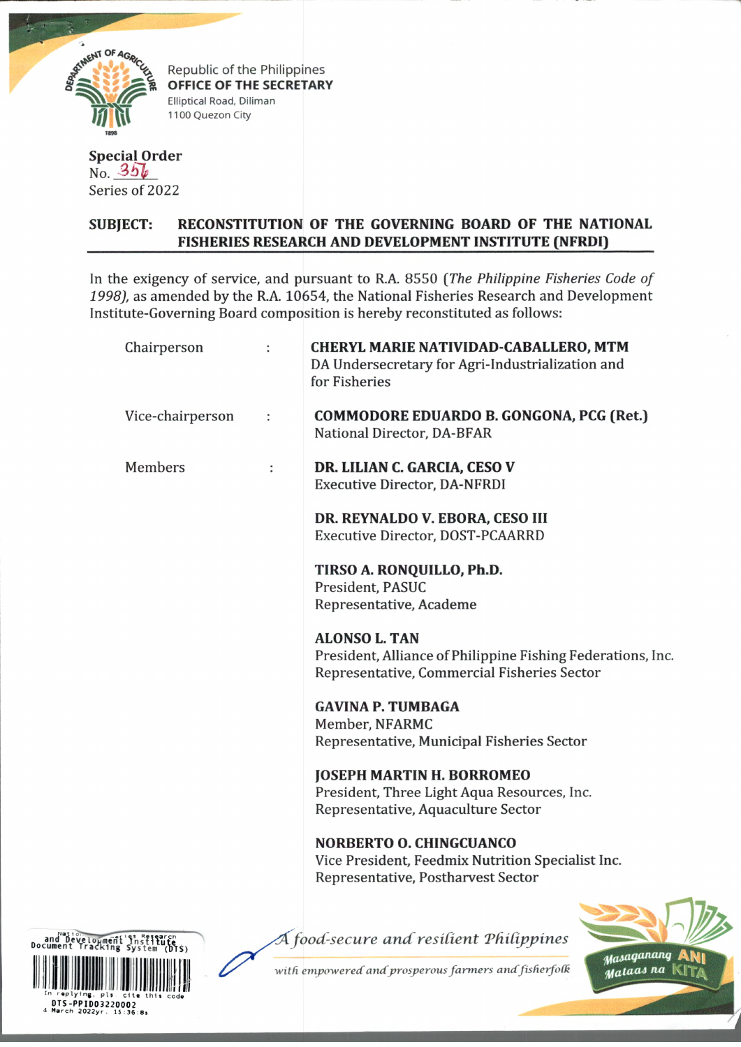Republic of the Philippines
**OFFICE OF THE SECRETARY**
Elliptical Road, Diliman
1100 Quezon City

**Special Order**
No. 356
Series of 2022

**SUBJECT: RECONSTITUTION OF THE GOVERNING BOARD OF THE NATIONAL FISHERIES RESEARCH AND DEVELOPMENT INSTITUTE (NFRDI)**

In the exigency of service, and pursuant to R.A. 8550 (*The Philippine Fisheries Code of 1998)*, as amended by the R.A. 10654, the National Fisheries Research and Development Institute-Governing Board composition is hereby reconstituted as follows:

| | | |
|---|---|---|
| Chairperson | : | **CHERYL MARIE NATIVIDAD-CABALLERO, MTM**<br>DA Undersecretary for Agri-Industrialization and for Fisheries |
| Vice-chairperson | : | **COMMODORE EDUARDO B. GONGONA, PCG (Ret.)**<br>National Director, DA-BFAR |
| Members | : | **DR. LILIAN C. GARCIA, CESO V**<br>Executive Director, DA-NFRDI |
| | | **DR. REYNALDO V. EBORA, CESO III**<br>Executive Director, DOST-PCAARRD |
| | | **TIRSO A. RONQUILLO, Ph.D.**<br>President, PASUC<br>Representative, Academe |
| | | **ALONSO L. TAN**<br>President, Alliance of Philippine Fishing Federations, Inc.<br>Representative, Commercial Fisheries Sector |
| | | **GAVINA P. TUMBAGA**<br>Member, NFARMC<br>Representative, Municipal Fisheries Sector |
| | | **JOSEPH MARTIN H. BORROMEO**<br>President, Three Light Aqua Resources, Inc.<br>Representative, Aquaculture Sector |
| | | **NORBERTO O. CHINGCUANCO**<br>Vice President, Feedmix Nutrition Specialist Inc.<br>Representative, Postharvest Sector |

National Fisheries Research and Development Institute
Document Tracking System (DTS)
In replying, pls cite this code
DTS-PPID03220002
4 March 2022yr. 15:36:8s

*A food-secure and resilient Philippines*
*with empowered and prosperous farmers and fisherfolk*

Masaganang ANI Mataas na KITA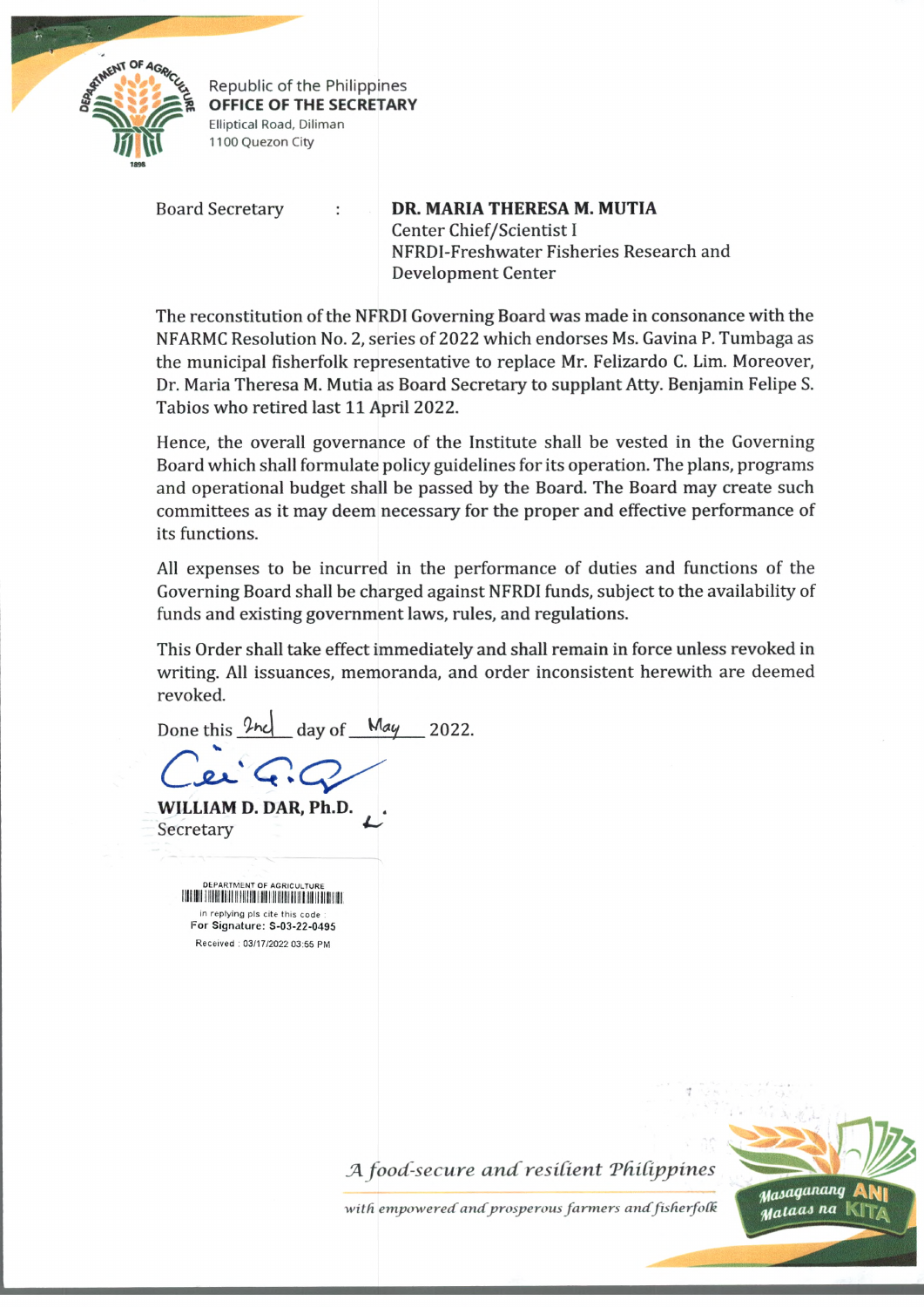Republic of the Philippines
**OFFICE OF THE SECRETARY**
Elliptical Road, Diliman
1100 Quezon City

| | | |
|---|---|---|
| Board Secretary | : | **DR. MARIA THERESA M. MUTIA**<br>Center Chief/Scientist I<br>NFRDI-Freshwater Fisheries Research and Development Center |

The reconstitution of the NFRDI Governing Board was made in consonance with the NFARMC Resolution No. 2, series of 2022 which endorses Ms. Gavina P. Tumbaga as the municipal fisherfolk representative to replace Mr. Felizardo C. Lim. Moreover, Dr. Maria Theresa M. Mutia as Board Secretary to supplant Atty. Benjamin Felipe S. Tabios who retired last 11 April 2022.

Hence, the overall governance of the Institute shall be vested in the Governing Board which shall formulate policy guidelines for its operation. The plans, programs and operational budget shall be passed by the Board. The Board may create such committees as it may deem necessary for the proper and effective performance of its functions.

All expenses to be incurred in the performance of duties and functions of the Governing Board shall be charged against NFRDI funds, subject to the availability of funds and existing government laws, rules, and regulations.

This Order shall take effect immediately and shall remain in force unless revoked in writing. All issuances, memoranda, and order inconsistent herewith are deemed revoked.

Done this 2nd day of May 2022.

**WILLIAM D. DAR, Ph.D.**
Secretary

DEPARTMENT OF AGRICULTURE
in replying pls cite this code :
For Signature: S-03-22-0495
Received : 03/17/2022 03:55 PM

*A food-secure and resilient Philippines*
*with empowered and prosperous farmers and fisherfolk*

Masaganang ANI Mataas na KITA